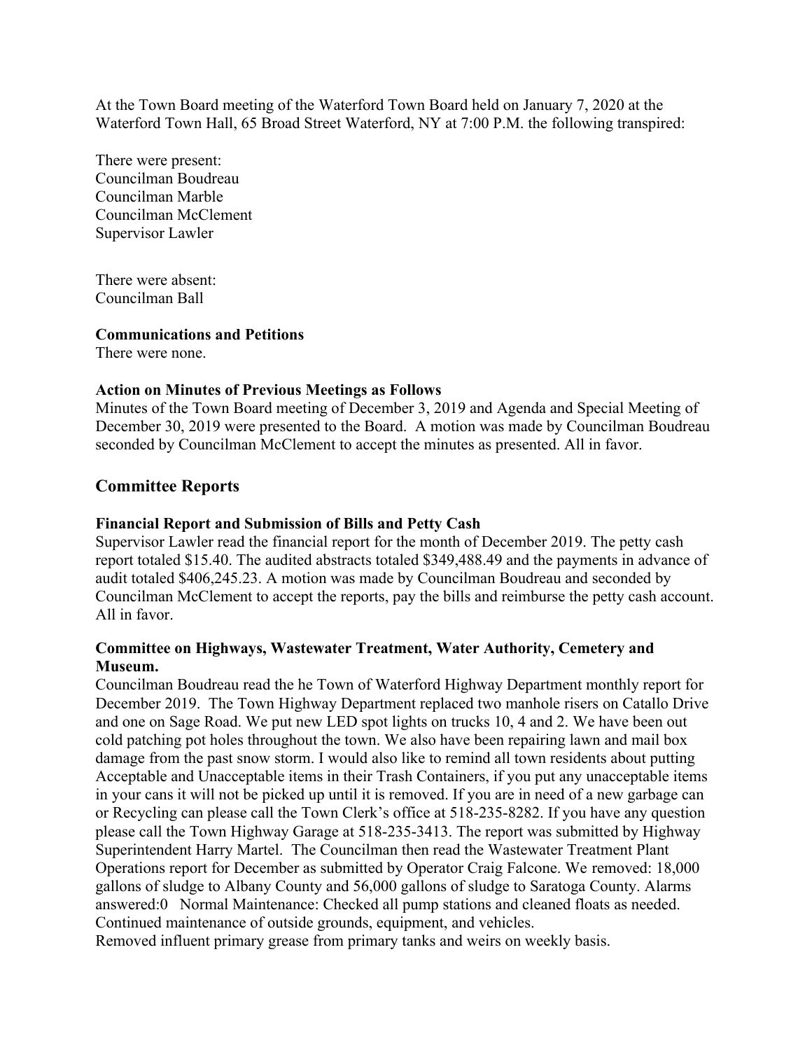At the Town Board meeting of the Waterford Town Board held on January 7, 2020 at the Waterford Town Hall, 65 Broad Street Waterford, NY at 7:00 P.M. the following transpired:

There were present:
Councilman Boudreau
Councilman Marble
Councilman McClement
Supervisor Lawler

There were absent:
Councilman Ball

**Communications and Petitions**
There were none.

**Action on Minutes of Previous Meetings as Follows**
Minutes of the Town Board meeting of December 3, 2019 and Agenda and Special Meeting of December 30, 2019 were presented to the Board. A motion was made by Councilman Boudreau seconded by Councilman McClement to accept the minutes as presented. All in favor.

## Committee Reports

**Financial Report and Submission of Bills and Petty Cash**
Supervisor Lawler read the financial report for the month of December 2019. The petty cash report totaled $15.40. The audited abstracts totaled $349,488.49 and the payments in advance of audit totaled $406,245.23. A motion was made by Councilman Boudreau and seconded by Councilman McClement to accept the reports, pay the bills and reimburse the petty cash account. All in favor.

**Committee on Highways, Wastewater Treatment, Water Authority, Cemetery and Museum.**
Councilman Boudreau read the he Town of Waterford Highway Department monthly report for December 2019. The Town Highway Department replaced two manhole risers on Catallo Drive and one on Sage Road. We put new LED spot lights on trucks 10, 4 and 2. We have been out cold patching pot holes throughout the town. We also have been repairing lawn and mail box damage from the past snow storm. I would also like to remind all town residents about putting Acceptable and Unacceptable items in their Trash Containers, if you put any unacceptable items in your cans it will not be picked up until it is removed. If you are in need of a new garbage can or Recycling can please call the Town Clerk's office at 518-235-8282. If you have any question please call the Town Highway Garage at 518-235-3413. The report was submitted by Highway Superintendent Harry Martel. The Councilman then read the Wastewater Treatment Plant Operations report for December as submitted by Operator Craig Falcone. We removed: 18,000 gallons of sludge to Albany County and 56,000 gallons of sludge to Saratoga County. Alarms answered:0 Normal Maintenance: Checked all pump stations and cleaned floats as needed. Continued maintenance of outside grounds, equipment, and vehicles.
Removed influent primary grease from primary tanks and weirs on weekly basis.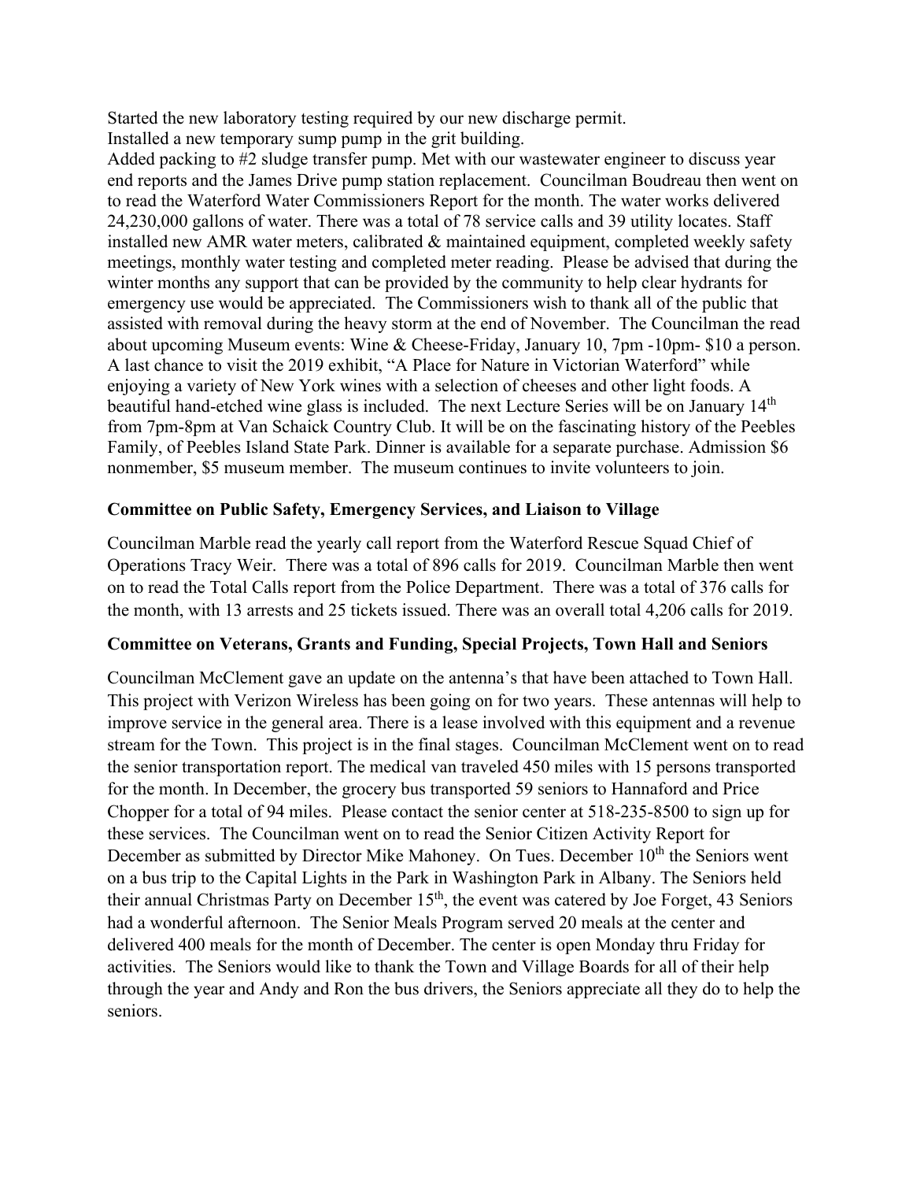Started the new laboratory testing required by our new discharge permit.
Installed a new temporary sump pump in the grit building.
Added packing to #2 sludge transfer pump. Met with our wastewater engineer to discuss year end reports and the James Drive pump station replacement. Councilman Boudreau then went on to read the Waterford Water Commissioners Report for the month. The water works delivered 24,230,000 gallons of water. There was a total of 78 service calls and 39 utility locates. Staff installed new AMR water meters, calibrated & maintained equipment, completed weekly safety meetings, monthly water testing and completed meter reading. Please be advised that during the winter months any support that can be provided by the community to help clear hydrants for emergency use would be appreciated. The Commissioners wish to thank all of the public that assisted with removal during the heavy storm at the end of November. The Councilman the read about upcoming Museum events: Wine & Cheese-Friday, January 10, 7pm -10pm- $10 a person. A last chance to visit the 2019 exhibit, "A Place for Nature in Victorian Waterford" while enjoying a variety of New York wines with a selection of cheeses and other light foods. A beautiful hand-etched wine glass is included. The next Lecture Series will be on January 14th from 7pm-8pm at Van Schaick Country Club. It will be on the fascinating history of the Peebles Family, of Peebles Island State Park. Dinner is available for a separate purchase. Admission $6 nonmember, $5 museum member. The museum continues to invite volunteers to join.

**Committee on Public Safety, Emergency Services, and Liaison to Village**

Councilman Marble read the yearly call report from the Waterford Rescue Squad Chief of Operations Tracy Weir. There was a total of 896 calls for 2019. Councilman Marble then went on to read the Total Calls report from the Police Department. There was a total of 376 calls for the month, with 13 arrests and 25 tickets issued. There was an overall total 4,206 calls for 2019.

**Committee on Veterans, Grants and Funding, Special Projects, Town Hall and Seniors**

Councilman McClement gave an update on the antenna's that have been attached to Town Hall. This project with Verizon Wireless has been going on for two years. These antennas will help to improve service in the general area. There is a lease involved with this equipment and a revenue stream for the Town. This project is in the final stages. Councilman McClement went on to read the senior transportation report. The medical van traveled 450 miles with 15 persons transported for the month. In December, the grocery bus transported 59 seniors to Hannaford and Price Chopper for a total of 94 miles. Please contact the senior center at 518-235-8500 to sign up for these services. The Councilman went on to read the Senior Citizen Activity Report for December as submitted by Director Mike Mahoney. On Tues. December 10th the Seniors went on a bus trip to the Capital Lights in the Park in Washington Park in Albany. The Seniors held their annual Christmas Party on December 15th, the event was catered by Joe Forget, 43 Seniors had a wonderful afternoon. The Senior Meals Program served 20 meals at the center and delivered 400 meals for the month of December. The center is open Monday thru Friday for activities. The Seniors would like to thank the Town and Village Boards for all of their help through the year and Andy and Ron the bus drivers, the Seniors appreciate all they do to help the seniors.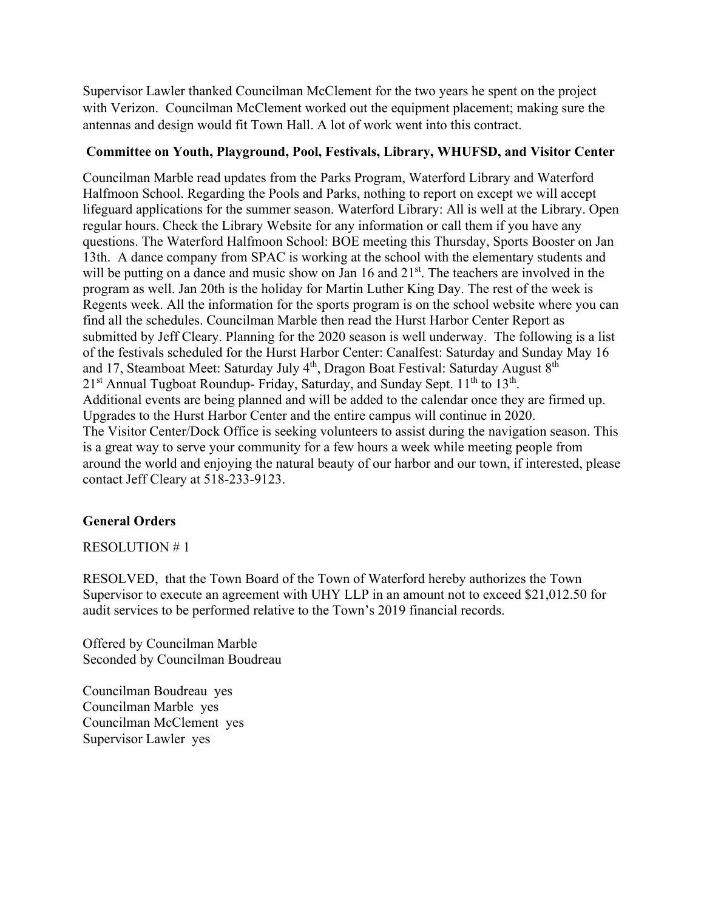Supervisor Lawler thanked Councilman McClement for the two years he spent on the project with Verizon. Councilman McClement worked out the equipment placement; making sure the antennas and design would fit Town Hall. A lot of work went into this contract.

**Committee on Youth, Playground, Pool, Festivals, Library, WHUFSD, and Visitor Center**

Councilman Marble read updates from the Parks Program, Waterford Library and Waterford Halfmoon School. Regarding the Pools and Parks, nothing to report on except we will accept lifeguard applications for the summer season. Waterford Library: All is well at the Library. Open regular hours. Check the Library Website for any information or call them if you have any questions. The Waterford Halfmoon School: BOE meeting this Thursday, Sports Booster on Jan 13th. A dance company from SPAC is working at the school with the elementary students and will be putting on a dance and music show on Jan 16 and 21st. The teachers are involved in the program as well. Jan 20th is the holiday for Martin Luther King Day. The rest of the week is Regents week. All the information for the sports program is on the school website where you can find all the schedules. Councilman Marble then read the Hurst Harbor Center Report as submitted by Jeff Cleary. Planning for the 2020 season is well underway. The following is a list of the festivals scheduled for the Hurst Harbor Center: Canalfest: Saturday and Sunday May 16 and 17, Steamboat Meet: Saturday July 4th, Dragon Boat Festival: Saturday August 8th
21st Annual Tugboat Roundup- Friday, Saturday, and Sunday Sept. 11th to 13th.
Additional events are being planned and will be added to the calendar once they are firmed up.
Upgrades to the Hurst Harbor Center and the entire campus will continue in 2020.
The Visitor Center/Dock Office is seeking volunteers to assist during the navigation season. This is a great way to serve your community for a few hours a week while meeting people from around the world and enjoying the natural beauty of our harbor and our town, if interested, please contact Jeff Cleary at 518-233-9123.

**General Orders**

RESOLUTION # 1

RESOLVED, that the Town Board of the Town of Waterford hereby authorizes the Town Supervisor to execute an agreement with UHY LLP in an amount not to exceed $21,012.50 for audit services to be performed relative to the Town's 2019 financial records.

Offered by Councilman Marble
Seconded by Councilman Boudreau

Councilman Boudreau yes
Councilman Marble yes
Councilman McClement yes
Supervisor Lawler yes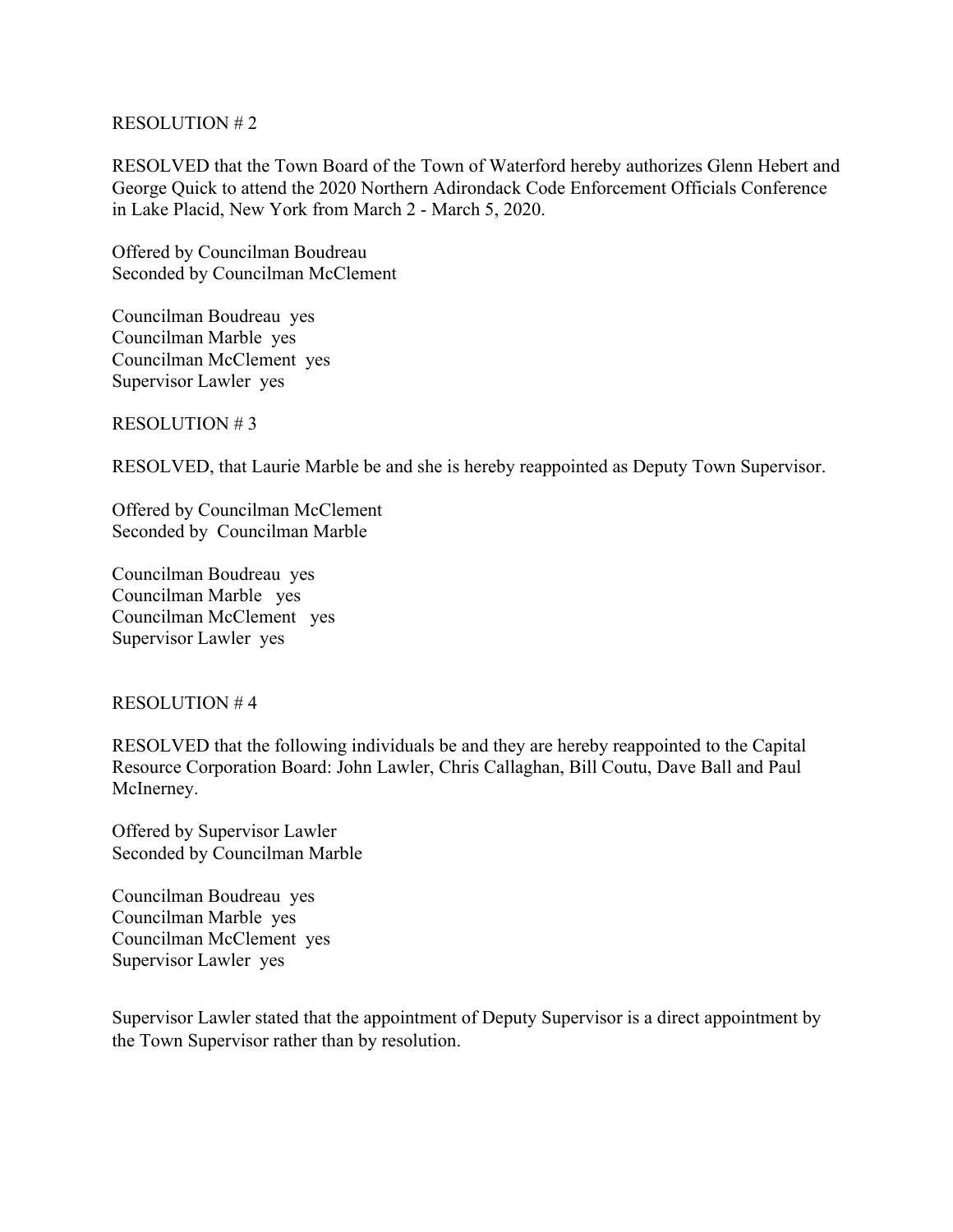RESOLUTION # 2

RESOLVED that the Town Board of the Town of Waterford hereby authorizes Glenn Hebert and George Quick to attend the 2020 Northern Adirondack Code Enforcement Officials Conference in Lake Placid, New York from March 2 - March 5, 2020.

Offered by Councilman Boudreau
Seconded by Councilman McClement

Councilman Boudreau yes
Councilman Marble yes
Councilman McClement yes
Supervisor Lawler yes

RESOLUTION # 3

RESOLVED, that Laurie Marble be and she is hereby reappointed as Deputy Town Supervisor.

Offered by Councilman McClement
Seconded by Councilman Marble

Councilman Boudreau yes
Councilman Marble yes
Councilman McClement yes
Supervisor Lawler yes

RESOLUTION # 4

RESOLVED that the following individuals be and they are hereby reappointed to the Capital Resource Corporation Board: John Lawler, Chris Callaghan, Bill Coutu, Dave Ball and Paul McInerney.

Offered by Supervisor Lawler
Seconded by Councilman Marble

Councilman Boudreau yes
Councilman Marble yes
Councilman McClement yes
Supervisor Lawler yes

Supervisor Lawler stated that the appointment of Deputy Supervisor is a direct appointment by the Town Supervisor rather than by resolution.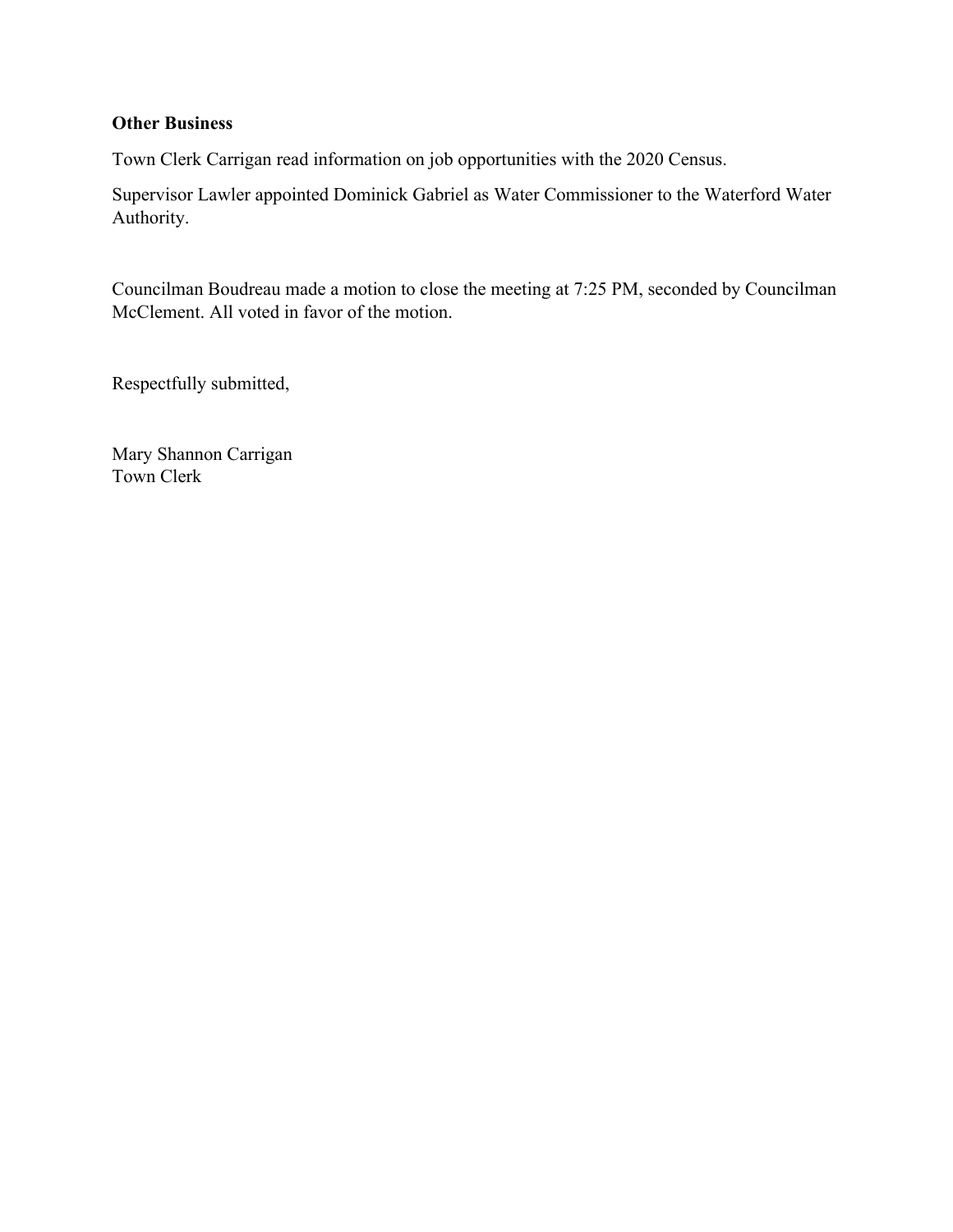**Other Business**

Town Clerk Carrigan read information on job opportunities with the 2020 Census.

Supervisor Lawler appointed Dominick Gabriel as Water Commissioner to the Waterford Water Authority.

Councilman Boudreau made a motion to close the meeting at 7:25 PM, seconded by Councilman McClement. All voted in favor of the motion.

Respectfully submitted,

Mary Shannon Carrigan
Town Clerk